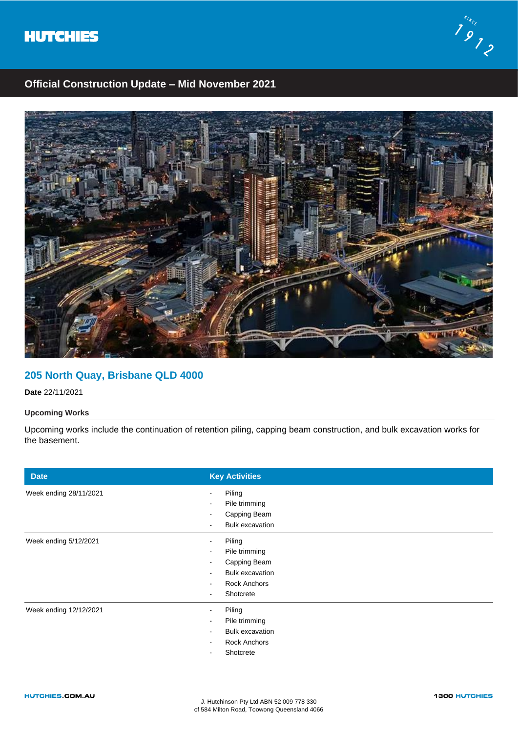HUTCHIES

Since 1912

## Official Construction Update – Mid November 2021

# 205 North Quay, Brisbane QLD 4000

**Date** 22/11/2021

### Upcoming Works

Upcoming works include the continuation of retention piling, capping beam construction, and bulk excavation works for the basement.

| Date | Key Activities |
|---|---|
| Week ending 28/11/2021 | - Piling<br>- Pile trimming<br>- Capping Beam<br>- Bulk excavation |
| Week ending 5/12/2021 | - Piling<br>- Pile trimming<br>- Capping Beam<br>- Bulk excavation<br>- Rock Anchors<br>- Shotcrete |
| Week ending 12/12/2021 | - Piling<br>- Pile trimming<br>- Bulk excavation<br>- Rock Anchors<br>- Shotcrete |

HUTCHIES.COM.AU

J. Hutchinson Pty Ltd ABN 52 009 778 330
of 584 Milton Road, Toowong Queensland 4066

1300 HUTCHIES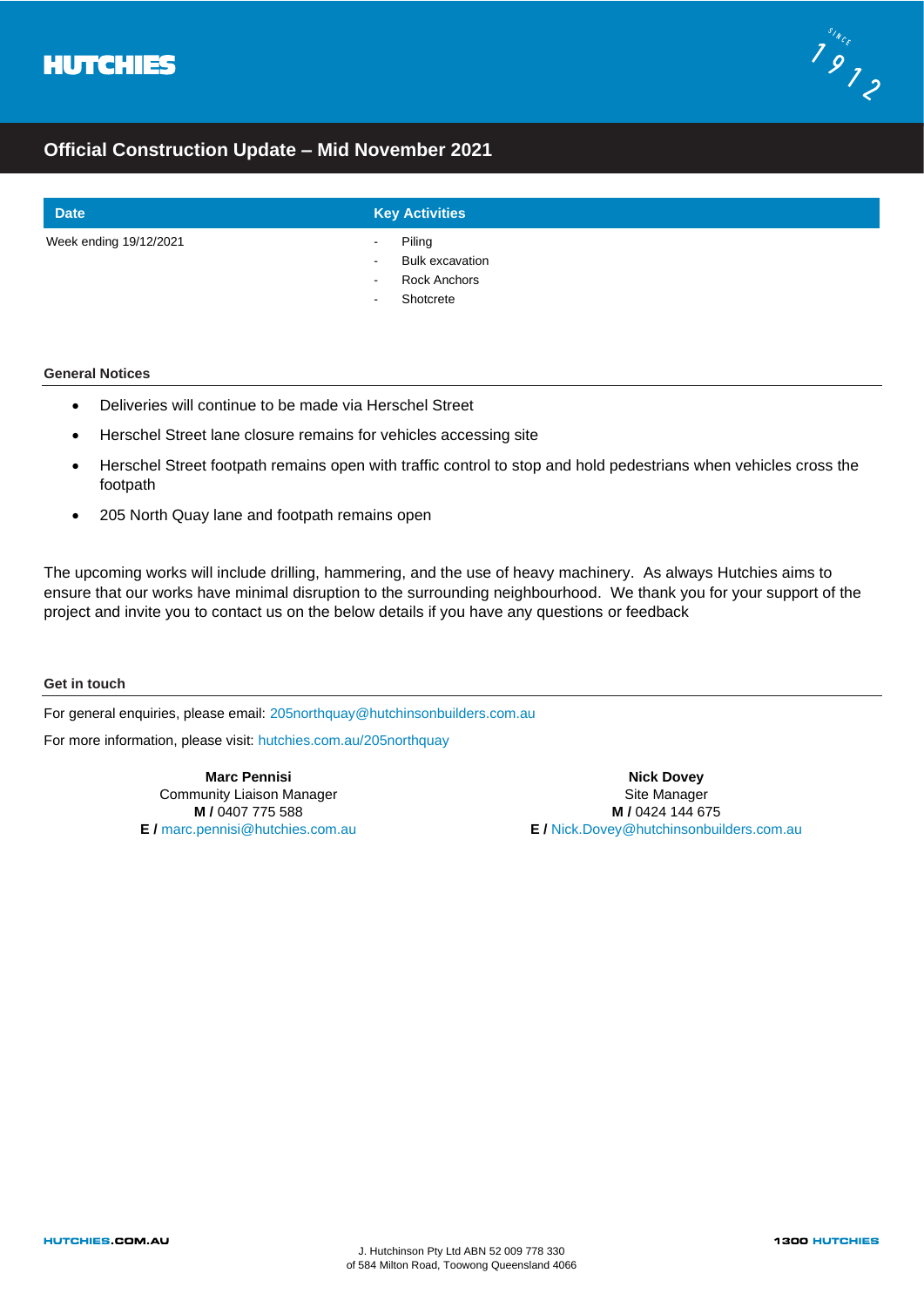HUTCHIES

## Official Construction Update – Mid November 2021

| Date | Key Activities |
|---|---|
| Week ending 19/12/2021 | - Piling<br>- Bulk excavation<br>- Rock Anchors<br>- Shotcrete |

### General Notices

- Deliveries will continue to be made via Herschel Street
- Herschel Street lane closure remains for vehicles accessing site
- Herschel Street footpath remains open with traffic control to stop and hold pedestrians when vehicles cross the footpath
- 205 North Quay lane and footpath remains open

The upcoming works will include drilling, hammering, and the use of heavy machinery. As always Hutchies aims to ensure that our works have minimal disruption to the surrounding neighbourhood. We thank you for your support of the project and invite you to contact us on the below details if you have any questions or feedback

### Get in touch

For general enquiries, please email: 205northquay@hutchinsonbuilders.com.au

For more information, please visit: hutchies.com.au/205northquay

**Marc Pennisi**
Community Liaison Manager
**M /** 0407 775 588
**E /** marc.pennisi@hutchies.com.au

**Nick Dovey**
Site Manager
**M /** 0424 144 675
**E /** Nick.Dovey@hutchinsonbuilders.com.au

HUTCHIES.COM.AU

J. Hutchinson Pty Ltd ABN 52 009 778 330
of 584 Milton Road, Toowong Queensland 4066

1300 HUTCHIES